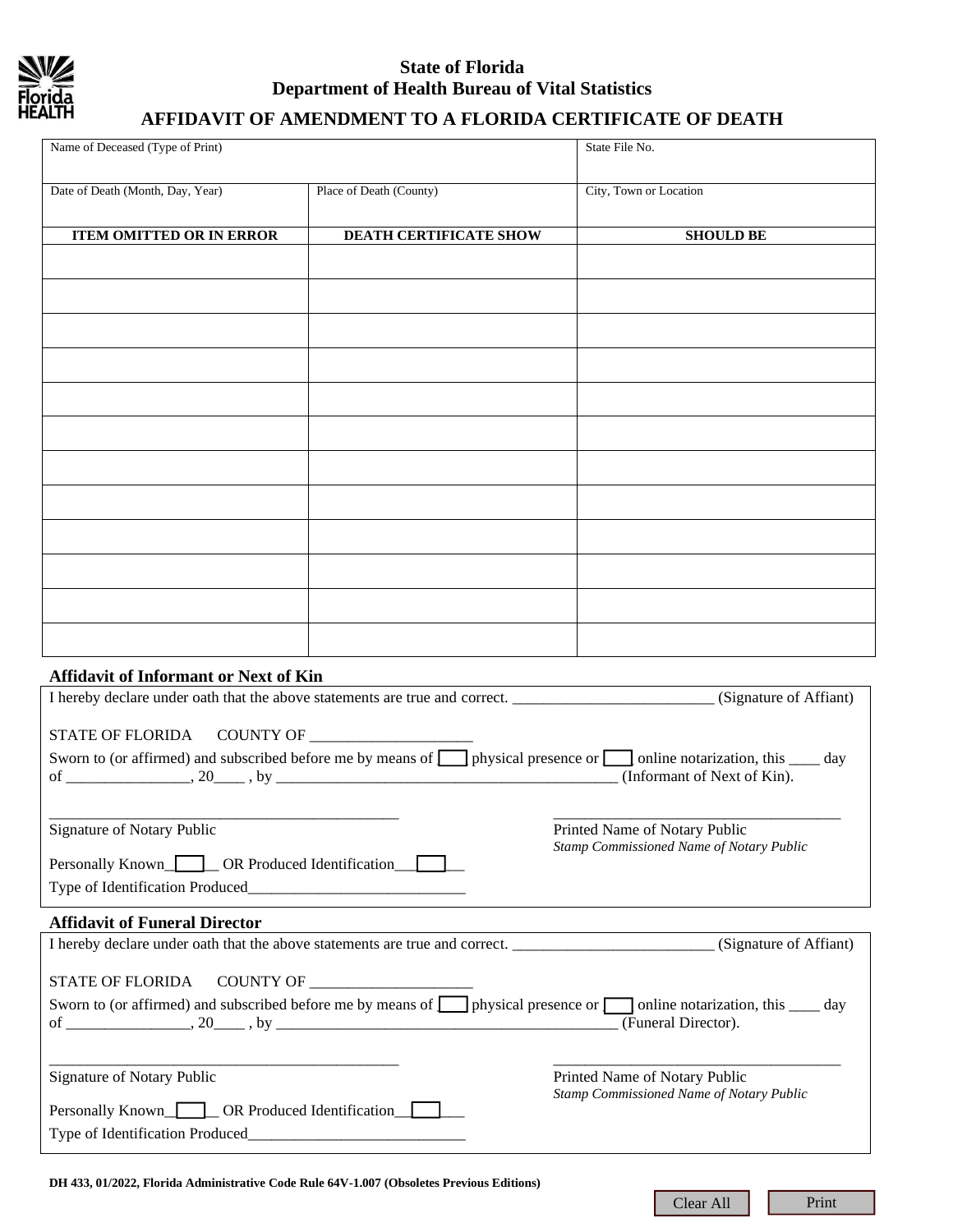# State of Florida
## Department of Health Bureau of Vital Statistics
## AFFIDAVIT OF AMENDMENT TO A FLORIDA CERTIFICATE OF DEATH

| Name of Deceased (Type of Print) | | State File No. |
|---|---|---|
| Date of Death (Month, Day, Year) | Place of Death (County) | City, Town or Location |
| **ITEM OMITTED OR IN ERROR** | **DEATH CERTIFICATE SHOW** | **SHOULD BE** |
| | | |
| | | |
| | | |
| | | |
| | | |
| | | |
| | | |
| | | |
| | | |
| | | |
| | | |
| | | |

### Affidavit of Informant or Next of Kin

I hereby declare under oath that the above statements are true and correct. __________________________ (Signature of Affiant)

STATE OF FLORIDA COUNTY OF _____________________

Sworn to (or affirmed) and subscribed before me by means of ☐ physical presence or ☐ online notarization, this ____ day of ________________, 20____ , by ____________________________________________ (Informant of Next of Kin).

_____________________________________________ Signature of Notary Public

_____________________________________ Printed Name of Notary Public
*Stamp Commissioned Name of Notary Public*

Personally Known ☐ OR Produced Identification ☐

Type of Identification Produced____________________________

### Affidavit of Funeral Director

I hereby declare under oath that the above statements are true and correct. __________________________ (Signature of Affiant)

STATE OF FLORIDA COUNTY OF _____________________

Sworn to (or affirmed) and subscribed before me by means of ☐ physical presence or ☐ online notarization, this ____ day of ________________, 20____ , by ____________________________________________ (Funeral Director).

_____________________________________________ Signature of Notary Public

_____________________________________ Printed Name of Notary Public
*Stamp Commissioned Name of Notary Public*

Personally Known ☐ OR Produced Identification ☐

Type of Identification Produced____________________________

**DH 433, 01/2022, Florida Administrative Code Rule 64V-1.007 (Obsoletes Previous Editions)**

Clear All Print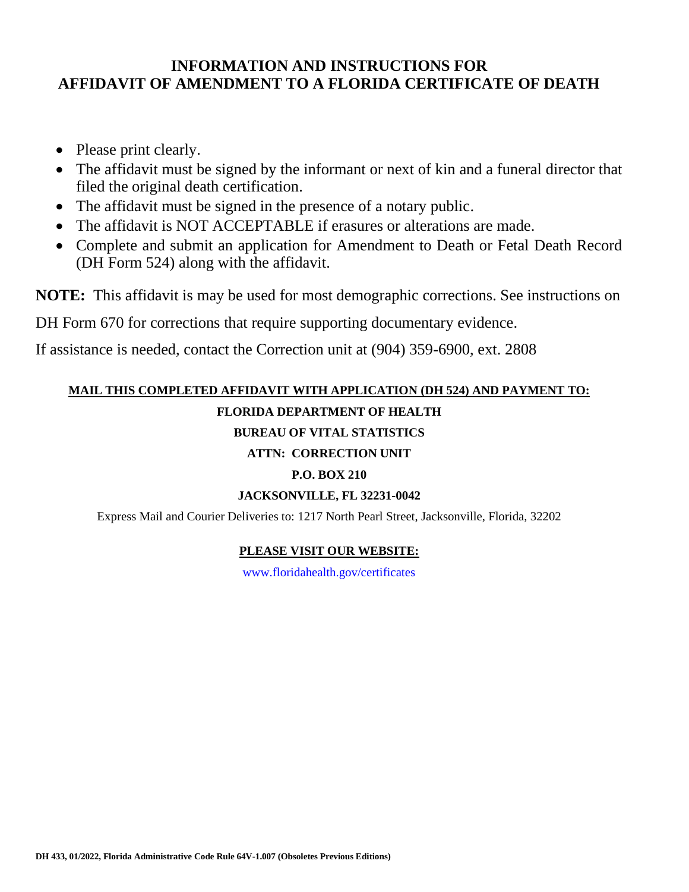# INFORMATION AND INSTRUCTIONS FOR AFFIDAVIT OF AMENDMENT TO A FLORIDA CERTIFICATE OF DEATH

- Please print clearly.
- The affidavit must be signed by the informant or next of kin and a funeral director that filed the original death certification.
- The affidavit must be signed in the presence of a notary public.
- The affidavit is NOT ACCEPTABLE if erasures or alterations are made.
- Complete and submit an application for Amendment to Death or Fetal Death Record (DH Form 524) along with the affidavit.

**NOTE:** This affidavit is may be used for most demographic corrections. See instructions on DH Form 670 for corrections that require supporting documentary evidence.

If assistance is needed, contact the Correction unit at (904) 359-6900, ext. 2808

**MAIL THIS COMPLETED AFFIDAVIT WITH APPLICATION (DH 524) AND PAYMENT TO:**

**FLORIDA DEPARTMENT OF HEALTH**

**BUREAU OF VITAL STATISTICS**

**ATTN: CORRECTION UNIT**

**P.O. BOX 210**

**JACKSONVILLE, FL 32231-0042**

Express Mail and Courier Deliveries to: 1217 North Pearl Street, Jacksonville, Florida, 32202

**PLEASE VISIT OUR WEBSITE:**

www.floridahealth.gov/certificates

**DH 433, 01/2022, Florida Administrative Code Rule 64V-1.007 (Obsoletes Previous Editions)**